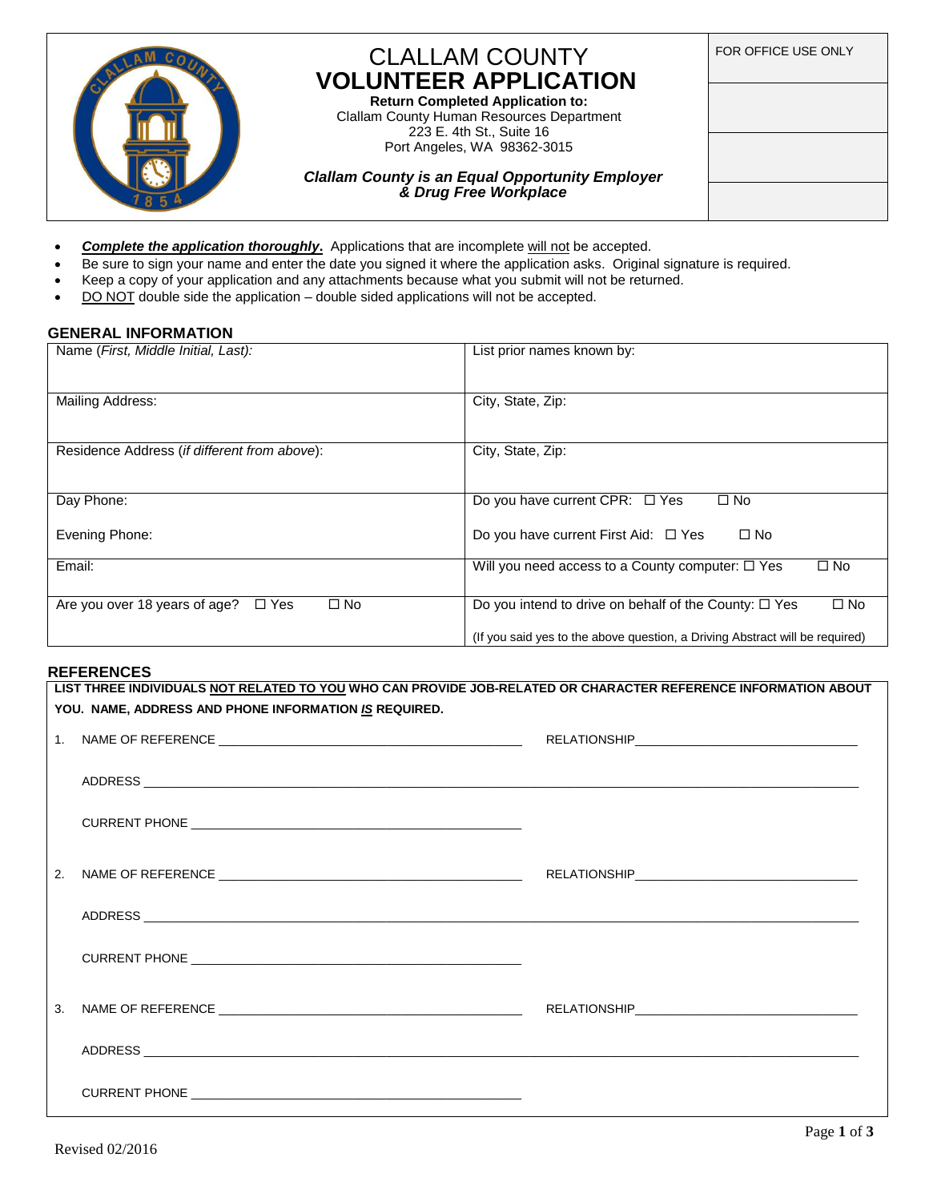# CLALLAM COUNTY
# VOLUNTEER APPLICATION

**Return Completed Application to:**
Clallam County Human Resources Department
223 E. 4th St., Suite 16
Port Angeles, WA 98362-3015

***Clallam County is an Equal Opportunity Employer & Drug Free Workplace***

| FOR OFFICE USE ONLY |
|---|
| |
| |
| |

- ***Complete the application thoroughly*.** Applications that are incomplete will not be accepted.
- Be sure to sign your name and enter the date you signed it where the application asks. Original signature is required.
- Keep a copy of your application and any attachments because what you submit will not be returned.
- DO NOT double side the application – double sided applications will not be accepted.

## GENERAL INFORMATION

| | |
|---|---|
| Name (*First, Middle Initial, Last):* | List prior names known by: |
| Mailing Address: | City, State, Zip: |
| Residence Address (*if different from above*): | City, State, Zip: |
| Day Phone:<br><br>Evening Phone: | Do you have current CPR: ☐ Yes ☐ No<br><br>Do you have current First Aid: ☐ Yes ☐ No |
| Email: | Will you need access to a County computer: ☐ Yes ☐ No |
| Are you over 18 years of age? ☐ Yes ☐ No | Do you intend to drive on behalf of the County: ☐ Yes ☐ No<br><br>(If you said yes to the above question, a Driving Abstract will be required) |

## REFERENCES

**LIST THREE INDIVIDUALS NOT RELATED TO YOU WHO CAN PROVIDE JOB-RELATED OR CHARACTER REFERENCE INFORMATION ABOUT YOU. NAME, ADDRESS AND PHONE INFORMATION *IS* REQUIRED.**

1. NAME OF REFERENCE ______________________ RELATIONSHIP ______________________

   ADDRESS ______________________________________________

   CURRENT PHONE ______________________

2. NAME OF REFERENCE ______________________ RELATIONSHIP ______________________

   ADDRESS ______________________________________________

   CURRENT PHONE ______________________

3. NAME OF REFERENCE ______________________ RELATIONSHIP ______________________

   ADDRESS ______________________________________________

   CURRENT PHONE ______________________

Revised 02/2016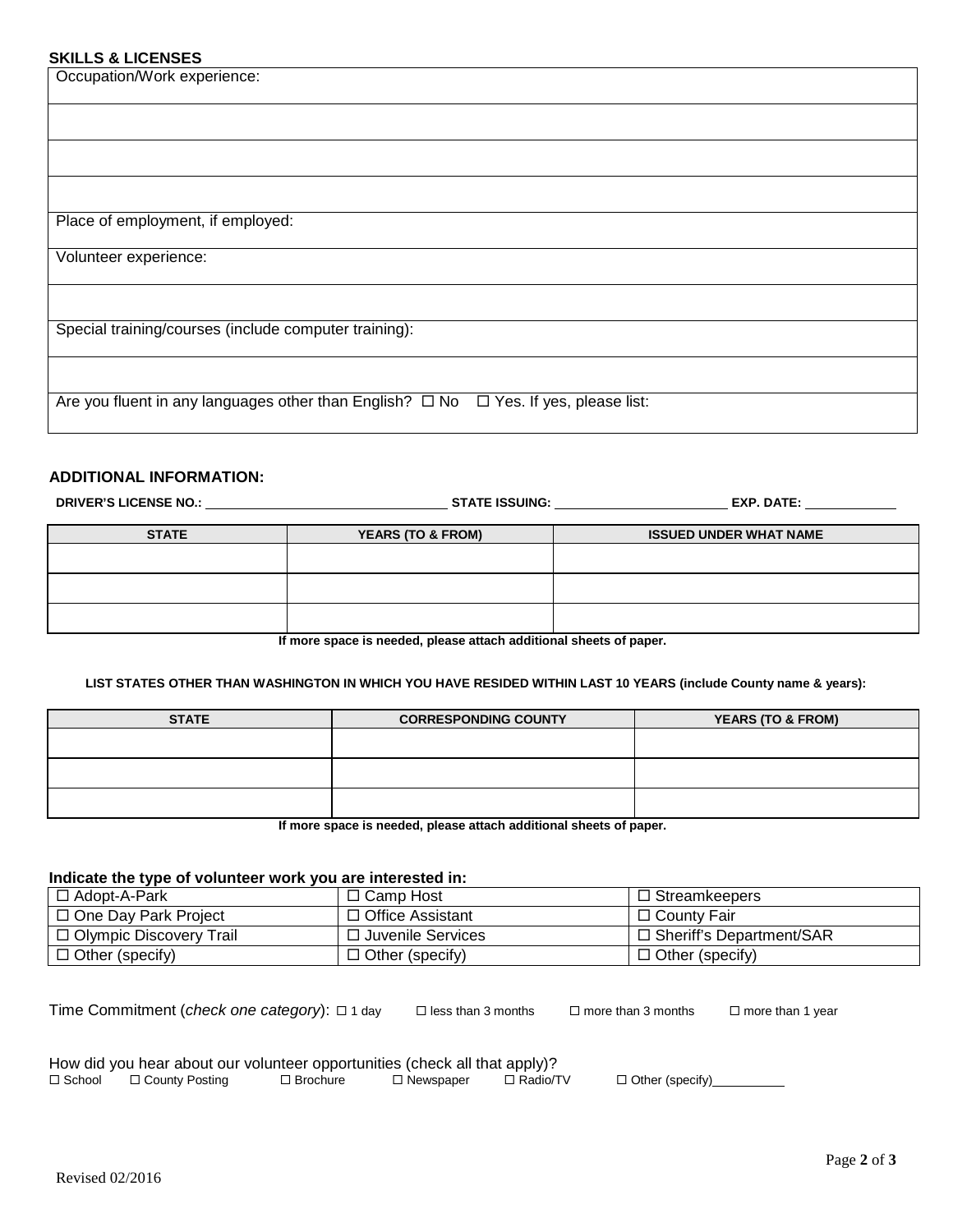**SKILLS & LICENSES**

| Occupation/Work experience: |
|---|
| |
| |
| |
| Place of employment, if employed: |
| Volunteer experience: |
| |
| Special training/courses (include computer training): |
| |
| Are you fluent in any languages other than English? ☐ No ☐ Yes. If yes, please list: |

**ADDITIONAL INFORMATION:**

**DRIVER'S LICENSE NO.:** ______________ **STATE ISSUING:** ______________ **EXP. DATE:** __________

| STATE | YEARS (TO & FROM) | ISSUED UNDER WHAT NAME |
|---|---|---|
| | | |
| | | |
| | | |

**If more space is needed, please attach additional sheets of paper.**

**LIST STATES OTHER THAN WASHINGTON IN WHICH YOU HAVE RESIDED WITHIN LAST 10 YEARS (include County name & years):**

| STATE | CORRESPONDING COUNTY | YEARS (TO & FROM) |
|---|---|---|
| | | |
| | | |
| | | |

**If more space is needed, please attach additional sheets of paper.**

**Indicate the type of volunteer work you are interested in:**

| | | |
|---|---|---|
| ☐ Adopt-A-Park | ☐ Camp Host | ☐ Streamkeepers |
| ☐ One Day Park Project | ☐ Office Assistant | ☐ County Fair |
| ☐ Olympic Discovery Trail | ☐ Juvenile Services | ☐ Sheriff's Department/SAR |
| ☐ Other (specify) | ☐ Other (specify) | ☐ Other (specify) |

Time Commitment (*check one category*): ☐ 1 day ☐ less than 3 months ☐ more than 3 months ☐ more than 1 year

How did you hear about our volunteer opportunities (check all that apply)?
☐ School ☐ County Posting ☐ Brochure ☐ Newspaper ☐ Radio/TV ☐ Other (specify)__________

Revised 02/2016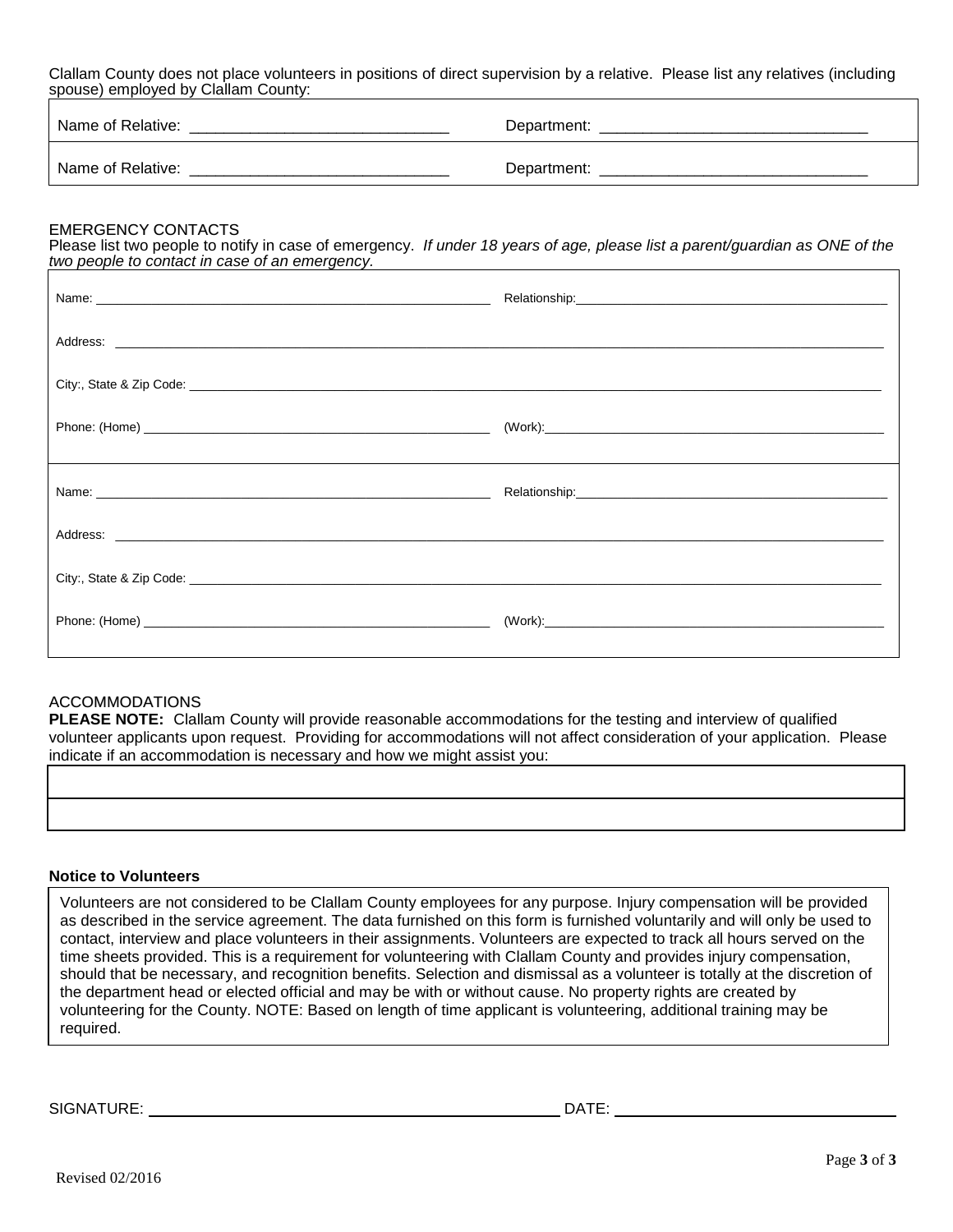Clallam County does not place volunteers in positions of direct supervision by a relative. Please list any relatives (including spouse) employed by Clallam County:

| | |
|---|---|
| Name of Relative: ______________________________ | Department: ______________________________ |
| Name of Relative: ______________________________ | Department: ______________________________ |

EMERGENCY CONTACTS

Please list two people to notify in case of emergency. *If under 18 years of age, please list a parent/guardian as ONE of the two people to contact in case of an emergency.*

Name: ______________________________ Relationship: ______________________________

Address: ______________________________

City:, State & Zip Code: ______________________________

Phone: (Home) ______________________________ (Work): ______________________________

Name: ______________________________ Relationship: ______________________________

Address: ______________________________

City:, State & Zip Code: ______________________________

Phone: (Home) ______________________________ (Work): ______________________________

ACCOMMODATIONS

**PLEASE NOTE:** Clallam County will provide reasonable accommodations for the testing and interview of qualified volunteer applicants upon request. Providing for accommodations will not affect consideration of your application. Please indicate if an accommodation is necessary and how we might assist you:

| |
|---|
| |
| |

**Notice to Volunteers**

Volunteers are not considered to be Clallam County employees for any purpose. Injury compensation will be provided as described in the service agreement. The data furnished on this form is furnished voluntarily and will only be used to contact, interview and place volunteers in their assignments. Volunteers are expected to track all hours served on the time sheets provided. This is a requirement for volunteering with Clallam County and provides injury compensation, should that be necessary, and recognition benefits. Selection and dismissal as a volunteer is totally at the discretion of the department head or elected official and may be with or without cause. No property rights are created by volunteering for the County. NOTE: Based on length of time applicant is volunteering, additional training may be required.

SIGNATURE: ______________________________ DATE: ______________________________

Revised 02/2016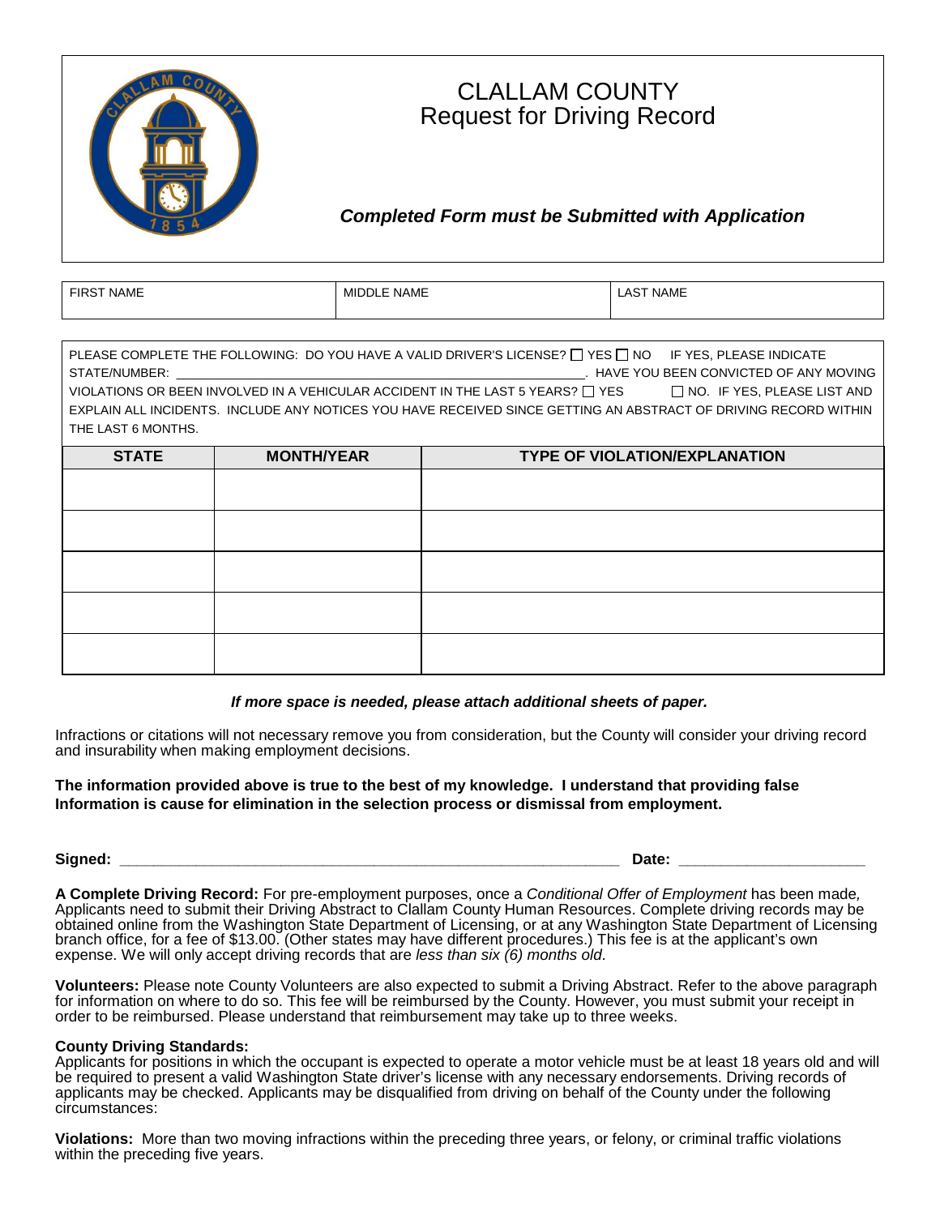# CLALLAM COUNTY

## Request for Driving Record

***Completed Form must be Submitted with Application***

| FIRST NAME | MIDDLE NAME | LAST NAME |
|---|---|---|
| | | |

PLEASE COMPLETE THE FOLLOWING: DO YOU HAVE A VALID DRIVER'S LICENSE? ☐ YES ☐ NO IF YES, PLEASE INDICATE STATE/NUMBER: ________________________________________________________. HAVE YOU BEEN CONVICTED OF ANY MOVING VIOLATIONS OR BEEN INVOLVED IN A VEHICULAR ACCIDENT IN THE LAST 5 YEARS? ☐ YES ☐ NO. IF YES, PLEASE LIST AND EXPLAIN ALL INCIDENTS. INCLUDE ANY NOTICES YOU HAVE RECEIVED SINCE GETTING AN ABSTRACT OF DRIVING RECORD WITHIN THE LAST 6 MONTHS.

| STATE | MONTH/YEAR | TYPE OF VIOLATION/EXPLANATION |
|---|---|---|
| | | |
| | | |
| | | |
| | | |
| | | |

***If more space is needed, please attach additional sheets of paper.***

Infractions or citations will not necessary remove you from consideration, but the County will consider your driving record and insurability when making employment decisions.

**The information provided above is true to the best of my knowledge. I understand that providing false Information is cause for elimination in the selection process or dismissal from employment.**

**Signed:** ______________________________________________________ **Date:** ____________________

**A Complete Driving Record:** For pre-employment purposes, once a *Conditional Offer of Employment* has been made*,* Applicants need to submit their Driving Abstract to Clallam County Human Resources. Complete driving records may be obtained online from the Washington State Department of Licensing, or at any Washington State Department of Licensing branch office, for a fee of $13.00. (Other states may have different procedures.) This fee is at the applicant's own expense. We will only accept driving records that are *less than six (6) months old*.

**Volunteers:** Please note County Volunteers are also expected to submit a Driving Abstract. Refer to the above paragraph for information on where to do so. This fee will be reimbursed by the County. However, you must submit your receipt in order to be reimbursed. Please understand that reimbursement may take up to three weeks.

**County Driving Standards:**
Applicants for positions in which the occupant is expected to operate a motor vehicle must be at least 18 years old and will be required to present a valid Washington State driver's license with any necessary endorsements. Driving records of applicants may be checked. Applicants may be disqualified from driving on behalf of the County under the following circumstances:

**Violations:** More than two moving infractions within the preceding three years, or felony, or criminal traffic violations within the preceding five years.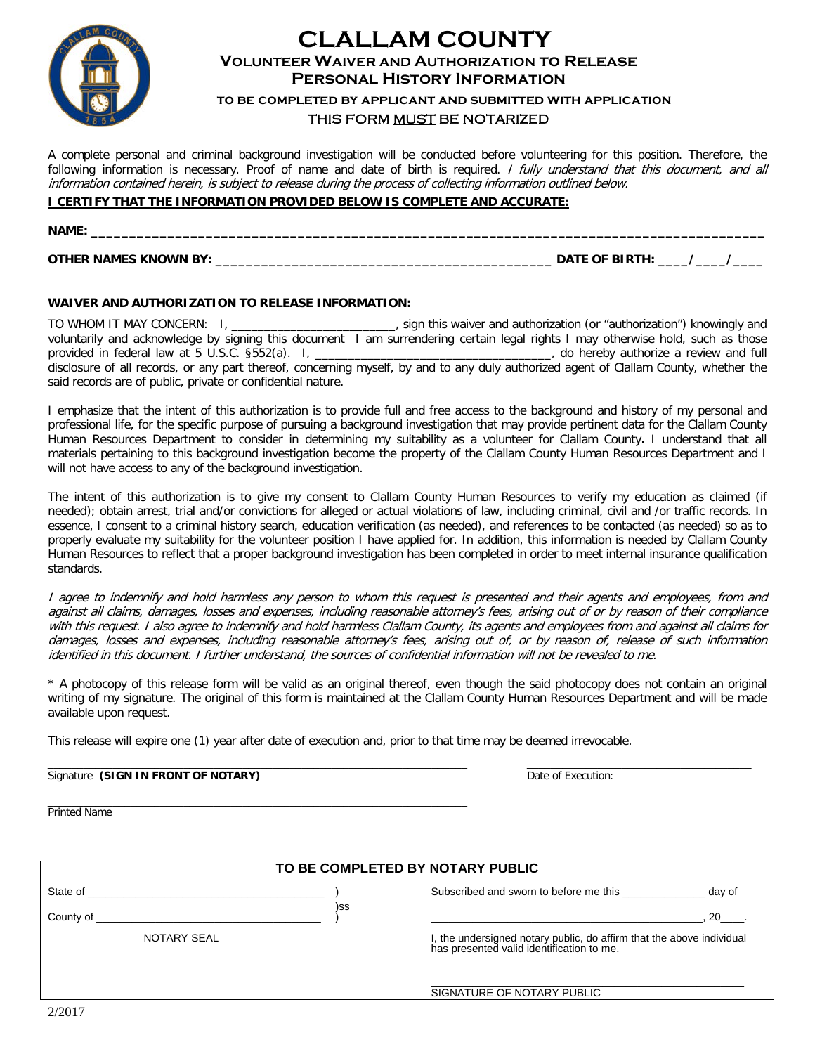# CLALLAM COUNTY

## Volunteer Waiver and Authorization to Release Personal History Information

**TO BE COMPLETED BY APPLICANT AND SUBMITTED WITH APPLICATION**

THIS FORM MUST BE NOTARIZED

A complete personal and criminal background investigation will be conducted before volunteering for this position. Therefore, the following information is necessary. Proof of name and date of birth is required. *I fully understand that this document, and all information contained herein, is subject to release during the process of collecting information outlined below.*

**I CERTIFY THAT THE INFORMATION PROVIDED BELOW IS COMPLETE AND ACCURATE:**

**NAME:** ___________________________________________________________________________________

**OTHER NAMES KNOWN BY:** ____________________________________________ **DATE OF BIRTH:** ____/____/____

**WAIVER AND AUTHORIZATION TO RELEASE INFORMATION:**

TO WHOM IT MAY CONCERN: I, ________________________, sign this waiver and authorization (or "authorization") knowingly and voluntarily and acknowledge by signing this document I am surrendering certain legal rights I may otherwise hold, such as those provided in federal law at 5 U.S.C. §552(a). I, ___________________________________, do hereby authorize a review and full disclosure of all records, or any part thereof, concerning myself, by and to any duly authorized agent of Clallam County, whether the said records are of public, private or confidential nature.

I emphasize that the intent of this authorization is to provide full and free access to the background and history of my personal and professional life, for the specific purpose of pursuing a background investigation that may provide pertinent data for the Clallam County Human Resources Department to consider in determining my suitability as a volunteer for Clallam County**.** I understand that all materials pertaining to this background investigation become the property of the Clallam County Human Resources Department and I will not have access to any of the background investigation.

The intent of this authorization is to give my consent to Clallam County Human Resources to verify my education as claimed (if needed); obtain arrest, trial and/or convictions for alleged or actual violations of law, including criminal, civil and /or traffic records. In essence, I consent to a criminal history search, education verification (as needed), and references to be contacted (as needed) so as to properly evaluate my suitability for the volunteer position I have applied for. In addition, this information is needed by Clallam County Human Resources to reflect that a proper background investigation has been completed in order to meet internal insurance qualification standards.

*I agree to indemnify and hold harmless any person to whom this request is presented and their agents and employees, from and against all claims, damages, losses and expenses, including reasonable attorney's fees, arising out of or by reason of their compliance with this request. I also agree to indemnify and hold harmless Clallam County, its agents and employees from and against all claims for damages, losses and expenses, including reasonable attorney's fees, arising out of, or by reason of, release of such information identified in this document. I further understand, the sources of confidential information will not be revealed to me.*

* A photocopy of this release form will be valid as an original thereof, even though the said photocopy does not contain an original writing of my signature. The original of this form is maintained at the Clallam County Human Resources Department and will be made available upon request.

This release will expire one (1) year after date of execution and, prior to that time may be deemed irrevocable.

_____________________________________________ _________________________

Signature **(SIGN IN FRONT OF NOTARY)** Date of Execution:

_____________________________________________

Printed Name

**TO BE COMPLETED BY NOTARY PUBLIC**

State of ______________________________ )
 )ss
County of ____________________________ )

NOTARY SEAL

Subscribed and sworn to before me this ____________ day of

____________________________________, 20____.

I, the undersigned notary public, do affirm that the above individual has presented valid identification to me.

_____________________________________________

SIGNATURE OF NOTARY PUBLIC

2/2017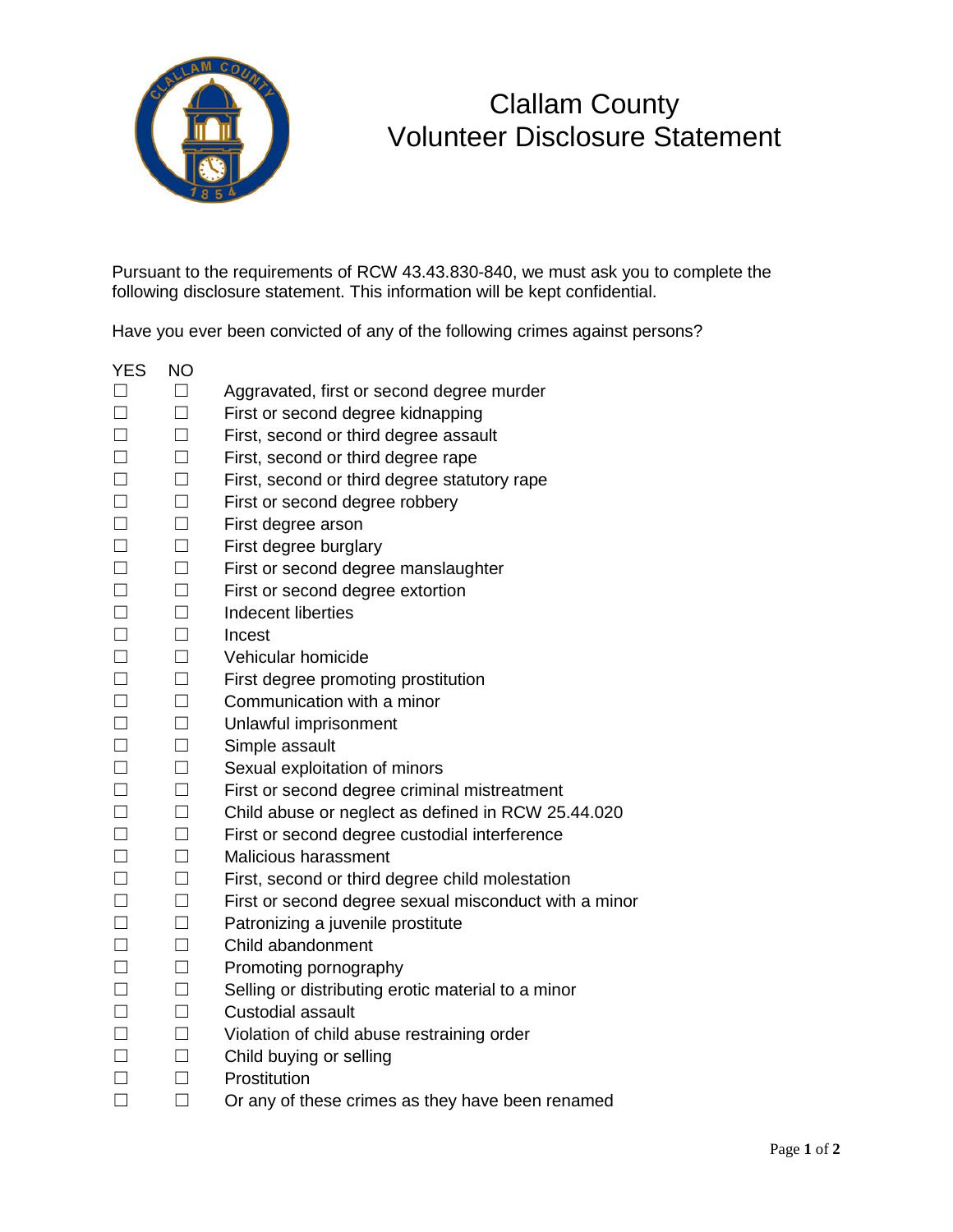# Clallam County Volunteer Disclosure Statement

Pursuant to the requirements of RCW 43.43.830-840, we must ask you to complete the following disclosure statement. This information will be kept confidential.

Have you ever been convicted of any of the following crimes against persons?

| YES | NO | |
|---|---|---|
| ☐ | ☐ | Aggravated, first or second degree murder |
| ☐ | ☐ | First or second degree kidnapping |
| ☐ | ☐ | First, second or third degree assault |
| ☐ | ☐ | First, second or third degree rape |
| ☐ | ☐ | First, second or third degree statutory rape |
| ☐ | ☐ | First or second degree robbery |
| ☐ | ☐ | First degree arson |
| ☐ | ☐ | First degree burglary |
| ☐ | ☐ | First or second degree manslaughter |
| ☐ | ☐ | First or second degree extortion |
| ☐ | ☐ | Indecent liberties |
| ☐ | ☐ | Incest |
| ☐ | ☐ | Vehicular homicide |
| ☐ | ☐ | First degree promoting prostitution |
| ☐ | ☐ | Communication with a minor |
| ☐ | ☐ | Unlawful imprisonment |
| ☐ | ☐ | Simple assault |
| ☐ | ☐ | Sexual exploitation of minors |
| ☐ | ☐ | First or second degree criminal mistreatment |
| ☐ | ☐ | Child abuse or neglect as defined in RCW 25.44.020 |
| ☐ | ☐ | First or second degree custodial interference |
| ☐ | ☐ | Malicious harassment |
| ☐ | ☐ | First, second or third degree child molestation |
| ☐ | ☐ | First or second degree sexual misconduct with a minor |
| ☐ | ☐ | Patronizing a juvenile prostitute |
| ☐ | ☐ | Child abandonment |
| ☐ | ☐ | Promoting pornography |
| ☐ | ☐ | Selling or distributing erotic material to a minor |
| ☐ | ☐ | Custodial assault |
| ☐ | ☐ | Violation of child abuse restraining order |
| ☐ | ☐ | Child buying or selling |
| ☐ | ☐ | Prostitution |
| ☐ | ☐ | Or any of these crimes as they have been renamed |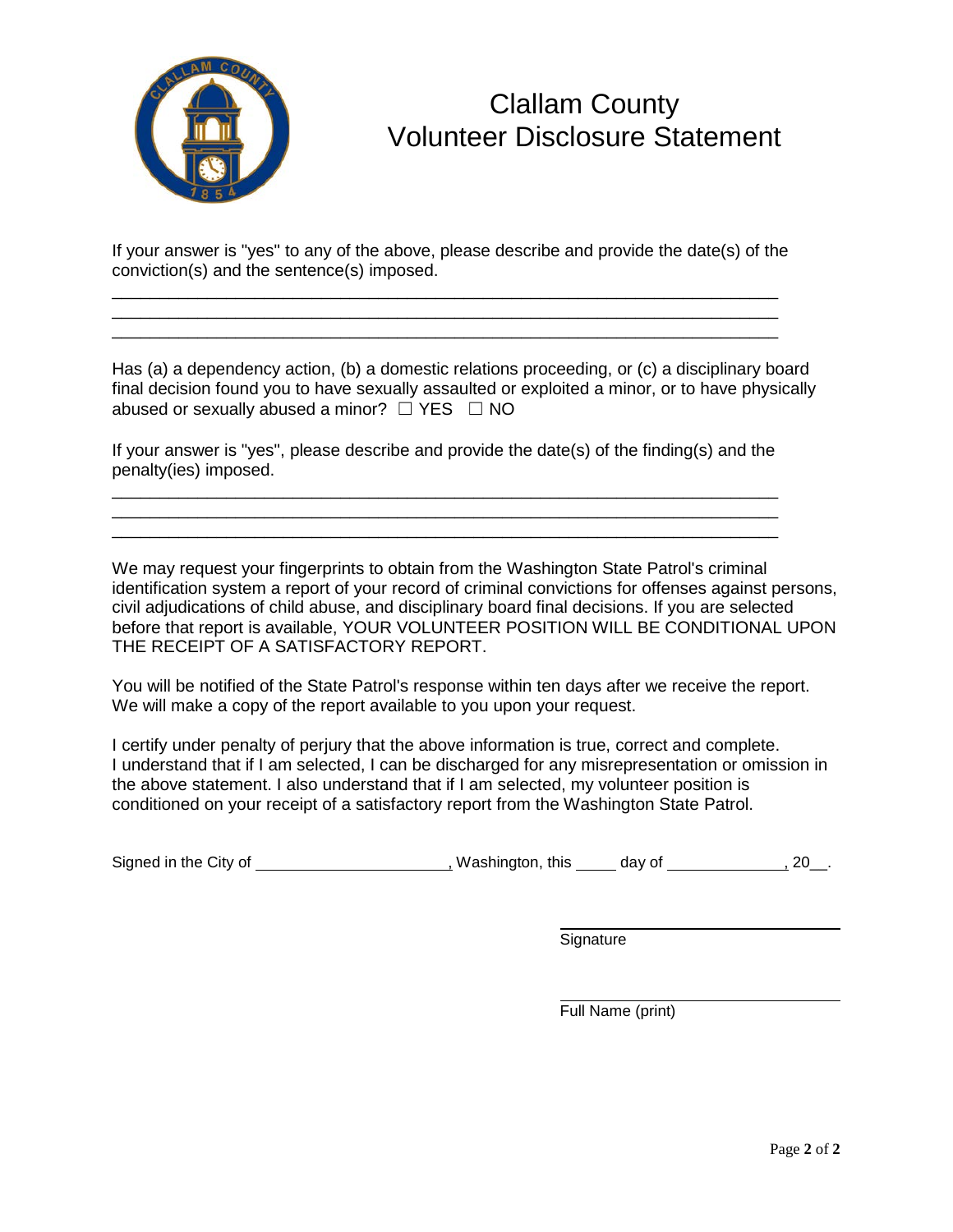# Clallam County
# Volunteer Disclosure Statement

If your answer is "yes" to any of the above, please describe and provide the date(s) of the conviction(s) and the sentence(s) imposed.

\_\_\_\_\_\_\_\_\_\_\_\_\_\_\_\_\_\_\_\_\_\_\_\_\_\_\_\_\_\_\_\_\_\_\_\_\_\_\_\_\_\_\_\_\_\_\_\_\_\_\_\_\_\_\_\_\_\_\_\_\_\_\_\_\_\_\_\_\_\_

\_\_\_\_\_\_\_\_\_\_\_\_\_\_\_\_\_\_\_\_\_\_\_\_\_\_\_\_\_\_\_\_\_\_\_\_\_\_\_\_\_\_\_\_\_\_\_\_\_\_\_\_\_\_\_\_\_\_\_\_\_\_\_\_\_\_\_\_\_\_

\_\_\_\_\_\_\_\_\_\_\_\_\_\_\_\_\_\_\_\_\_\_\_\_\_\_\_\_\_\_\_\_\_\_\_\_\_\_\_\_\_\_\_\_\_\_\_\_\_\_\_\_\_\_\_\_\_\_\_\_\_\_\_\_\_\_\_\_\_\_

Has (a) a dependency action, (b) a domestic relations proceeding, or (c) a disciplinary board final decision found you to have sexually assaulted or exploited a minor, or to have physically abused or sexually abused a minor? ☐ YES ☐ NO

If your answer is "yes", please describe and provide the date(s) of the finding(s) and the penalty(ies) imposed.

\_\_\_\_\_\_\_\_\_\_\_\_\_\_\_\_\_\_\_\_\_\_\_\_\_\_\_\_\_\_\_\_\_\_\_\_\_\_\_\_\_\_\_\_\_\_\_\_\_\_\_\_\_\_\_\_\_\_\_\_\_\_\_\_\_\_\_\_\_\_

\_\_\_\_\_\_\_\_\_\_\_\_\_\_\_\_\_\_\_\_\_\_\_\_\_\_\_\_\_\_\_\_\_\_\_\_\_\_\_\_\_\_\_\_\_\_\_\_\_\_\_\_\_\_\_\_\_\_\_\_\_\_\_\_\_\_\_\_\_\_

\_\_\_\_\_\_\_\_\_\_\_\_\_\_\_\_\_\_\_\_\_\_\_\_\_\_\_\_\_\_\_\_\_\_\_\_\_\_\_\_\_\_\_\_\_\_\_\_\_\_\_\_\_\_\_\_\_\_\_\_\_\_\_\_\_\_\_\_\_\_

We may request your fingerprints to obtain from the Washington State Patrol's criminal identification system a report of your record of criminal convictions for offenses against persons, civil adjudications of child abuse, and disciplinary board final decisions. If you are selected before that report is available, YOUR VOLUNTEER POSITION WILL BE CONDITIONAL UPON THE RECEIPT OF A SATISFACTORY REPORT.

You will be notified of the State Patrol's response within ten days after we receive the report. We will make a copy of the report available to you upon your request.

I certify under penalty of perjury that the above information is true, correct and complete. I understand that if I am selected, I can be discharged for any misrepresentation or omission in the above statement. I also understand that if I am selected, my volunteer position is conditioned on your receipt of a satisfactory report from the Washington State Patrol.

Signed in the City of \_\_\_\_\_\_\_\_\_\_\_\_\_\_\_\_\_\_\_\_\_\_, Washington, this \_\_\_\_\_ day of \_\_\_\_\_\_\_\_\_\_\_\_\_\_, 20\_\_.

\_\_\_\_\_\_\_\_\_\_\_\_\_\_\_\_\_\_\_\_\_\_\_\_\_\_\_\_\_\_\_\_

Signature

\_\_\_\_\_\_\_\_\_\_\_\_\_\_\_\_\_\_\_\_\_\_\_\_\_\_\_\_\_\_\_\_

Full Name (print)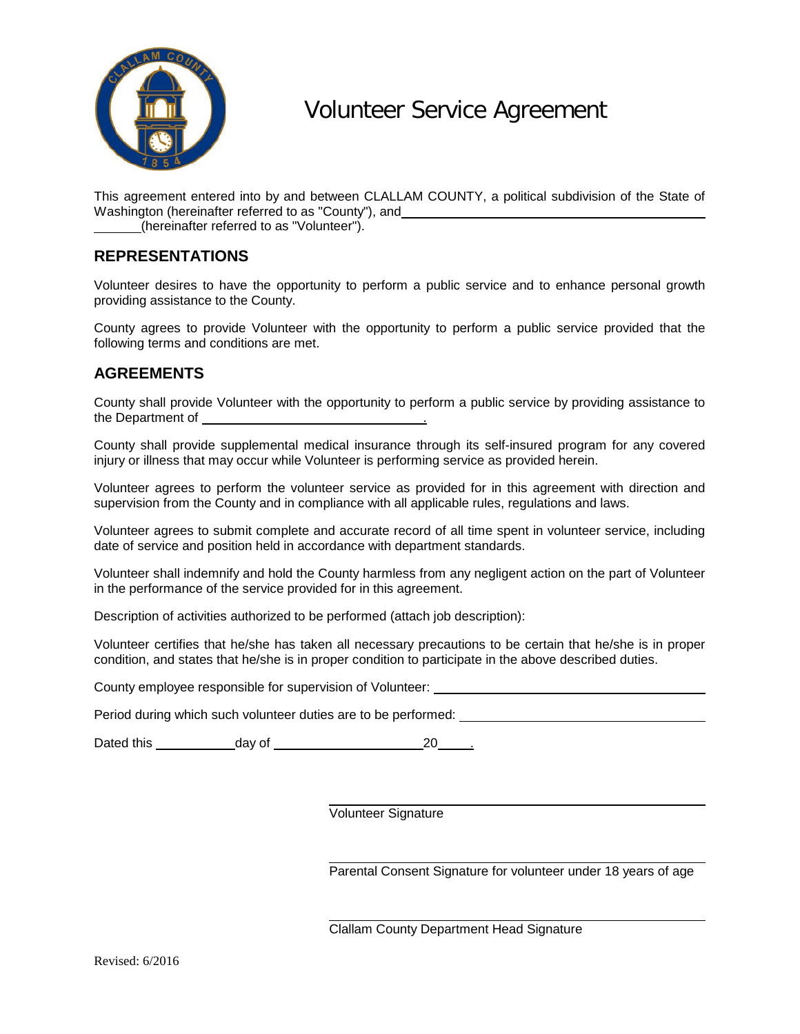# Volunteer Service Agreement

This agreement entered into by and between CLALLAM COUNTY, a political subdivision of the State of Washington (hereinafter referred to as "County"), and ______________________________________________ (hereinafter referred to as "Volunteer").

## REPRESENTATIONS

Volunteer desires to have the opportunity to perform a public service and to enhance personal growth providing assistance to the County.

County agrees to provide Volunteer with the opportunity to perform a public service provided that the following terms and conditions are met.

## AGREEMENTS

County shall provide Volunteer with the opportunity to perform a public service by providing assistance to the Department of ______________________________.

County shall provide supplemental medical insurance through its self-insured program for any covered injury or illness that may occur while Volunteer is performing service as provided herein.

Volunteer agrees to perform the volunteer service as provided for in this agreement with direction and supervision from the County and in compliance with all applicable rules, regulations and laws.

Volunteer agrees to submit complete and accurate record of all time spent in volunteer service, including date of service and position held in accordance with department standards.

Volunteer shall indemnify and hold the County harmless from any negligent action on the part of Volunteer in the performance of the service provided for in this agreement.

Description of activities authorized to be performed (attach job description):

Volunteer certifies that he/she has taken all necessary precautions to be certain that he/she is in proper condition, and states that he/she is in proper condition to participate in the above described duties.

County employee responsible for supervision of Volunteer: ______________________________

Period during which such volunteer duties are to be performed: ______________________________

Dated this ___________ day of ____________________ 20____.

______________________________
Volunteer Signature

______________________________
Parental Consent Signature for volunteer under 18 years of age

______________________________
Clallam County Department Head Signature

Revised: 6/2016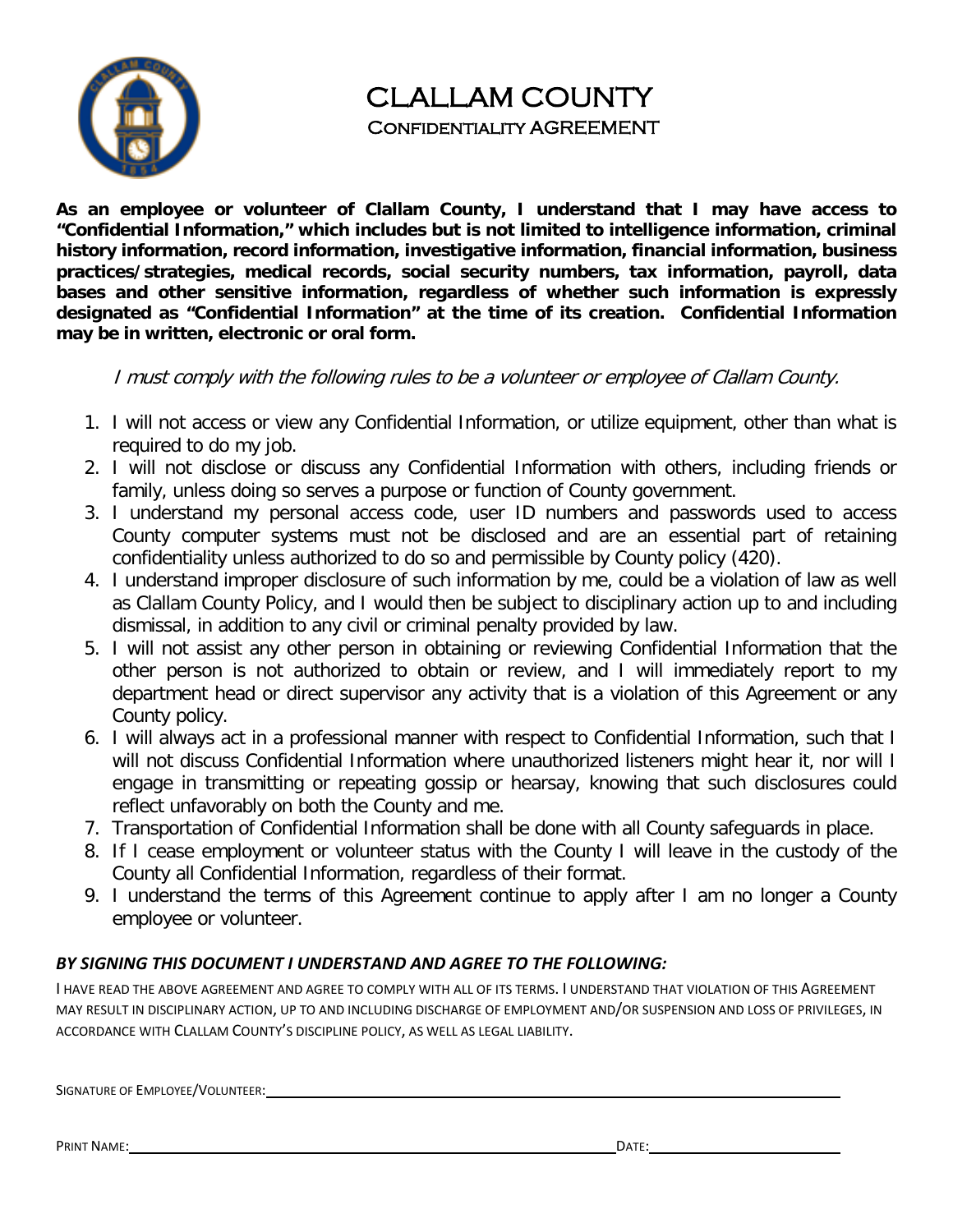# CLALLAM COUNTY

## CONFIDENTIALITY AGREEMENT

**As an employee or volunteer of Clallam County, I understand that I may have access to "Confidential Information," which includes but is not limited to intelligence information, criminal history information, record information, investigative information, financial information, business practices/strategies, medical records, social security numbers, tax information, payroll, data bases and other sensitive information, regardless of whether such information is expressly designated as "Confidential Information" at the time of its creation. Confidential Information may be in written, electronic or oral form.**

*I must comply with the following rules to be a volunteer or employee of Clallam County.*

1. I will not access or view any Confidential Information, or utilize equipment, other than what is required to do my job.
2. I will not disclose or discuss any Confidential Information with others, including friends or family, unless doing so serves a purpose or function of County government.
3. I understand my personal access code, user ID numbers and passwords used to access County computer systems must not be disclosed and are an essential part of retaining confidentiality unless authorized to do so and permissible by County policy (420).
4. I understand improper disclosure of such information by me, could be a violation of law as well as Clallam County Policy, and I would then be subject to disciplinary action up to and including dismissal, in addition to any civil or criminal penalty provided by law.
5. I will not assist any other person in obtaining or reviewing Confidential Information that the other person is not authorized to obtain or review, and I will immediately report to my department head or direct supervisor any activity that is a violation of this Agreement or any County policy.
6. I will always act in a professional manner with respect to Confidential Information, such that I will not discuss Confidential Information where unauthorized listeners might hear it, nor will I engage in transmitting or repeating gossip or hearsay, knowing that such disclosures could reflect unfavorably on both the County and me.
7. Transportation of Confidential Information shall be done with all County safeguards in place.
8. If I cease employment or volunteer status with the County I will leave in the custody of the County all Confidential Information, regardless of their format.
9. I understand the terms of this Agreement continue to apply after I am no longer a County employee or volunteer.

***BY SIGNING THIS DOCUMENT I UNDERSTAND AND AGREE TO THE FOLLOWING:***

I HAVE READ THE ABOVE AGREEMENT AND AGREE TO COMPLY WITH ALL OF ITS TERMS. I UNDERSTAND THAT VIOLATION OF THIS AGREEMENT MAY RESULT IN DISCIPLINARY ACTION, UP TO AND INCLUDING DISCHARGE OF EMPLOYMENT AND/OR SUSPENSION AND LOSS OF PRIVILEGES, IN ACCORDANCE WITH CLALLAM COUNTY'S DISCIPLINE POLICY, AS WELL AS LEGAL LIABILITY.

SIGNATURE OF EMPLOYEE/VOLUNTEER: ____________________________________________

PRINT NAME: ____________________________________________ DATE: ____________________